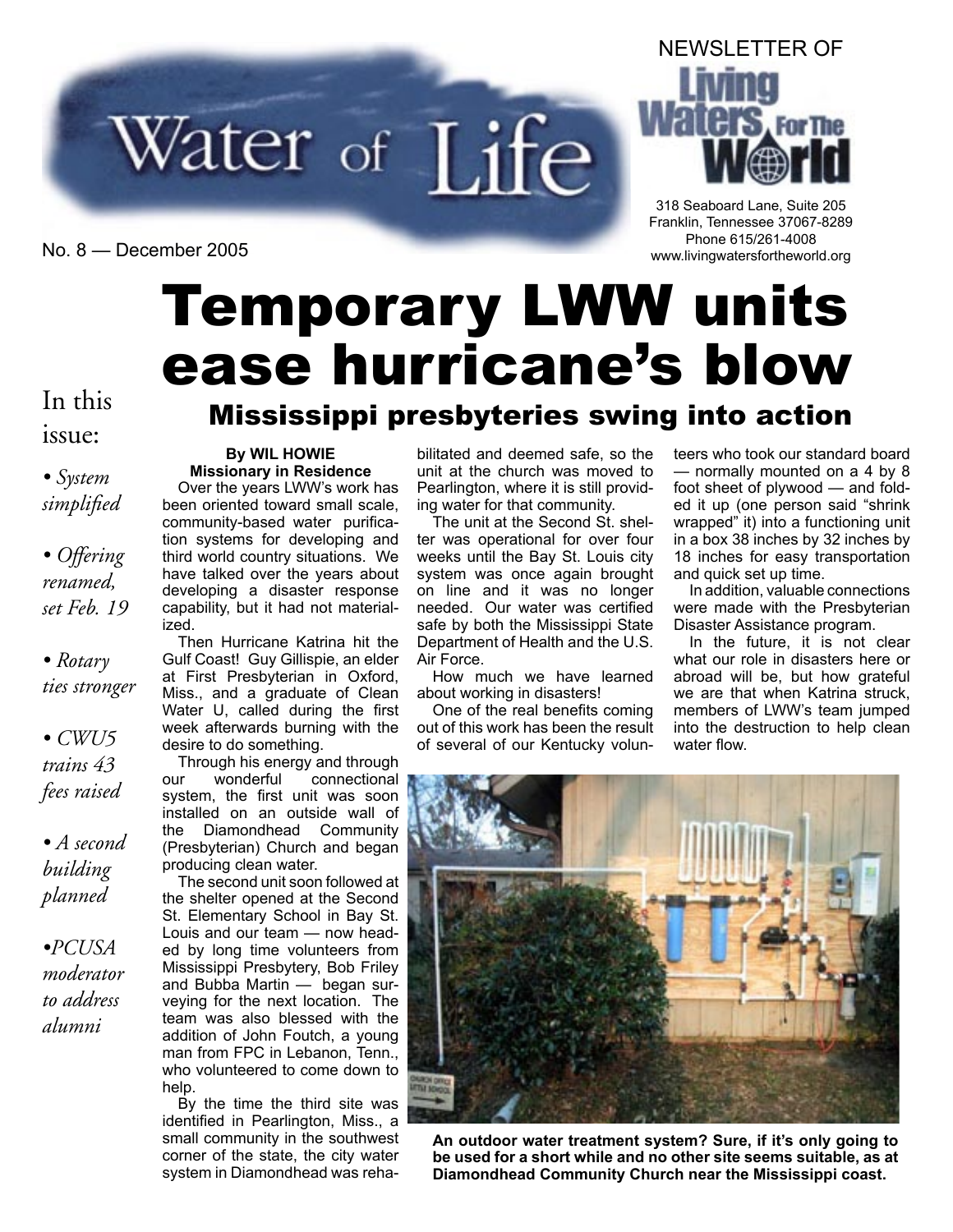# Water of Life

NEWSLETTER OF Living Waters For The World

318 Seaboard Lane, Suite 205
Franklin, Tennessee 37067-8289
Phone 615/261-4008
www.livingwatersfortheworld.org

No. 8 — December 2005

**In this issue:**

- *System simplified*
- *Offering renamed, set Feb. 19*
- *Rotary ties stronger*
- *CWU5 trains 43 fees raised*
- *A second building planned*
- *PCUSA moderator to address alumni*

# Temporary LWW units ease hurricane's blow

## Mississippi presbyteries swing into action

**By WIL HOWIE**
**Missionary in Residence**

Over the years LWW's work has been oriented toward small scale, community-based water purification systems for developing and third world country situations. We have talked over the years about developing a disaster response capability, but it had not materialized.

Then Hurricane Katrina hit the Gulf Coast! Guy Gillispie, an elder at First Presbyterian in Oxford, Miss., and a graduate of Clean Water U, called during the first week afterwards burning with the desire to do something.

Through his energy and through our wonderful connectional system, the first unit was soon installed on an outside wall of the Diamondhead Community (Presbyterian) Church and began producing clean water.

The second unit soon followed at the shelter opened at the Second St. Elementary School in Bay St. Louis and our team — now headed by long time volunteers from Mississippi Presbytery, Bob Friley and Bubba Martin — began surveying for the next location. The team was also blessed with the addition of John Foutch, a young man from FPC in Lebanon, Tenn., who volunteered to come down to help.

By the time the third site was identified in Pearlington, Miss., a small community in the southwest corner of the state, the city water system in Diamondhead was rehabilitated and deemed safe, so the unit at the church was moved to Pearlington, where it is still providing water for that community.

The unit at the Second St. shelter was operational for over four weeks until the Bay St. Louis city system was once again brought on line and it was no longer needed. Our water was certified safe by both the Mississippi State Department of Health and the U.S. Air Force.

How much we have learned about working in disasters!

One of the real benefits coming out of this work has been the result of several of our Kentucky volunteers who took our standard board — normally mounted on a 4 by 8 foot sheet of plywood — and folded it up (one person said "shrink wrapped" it) into a functioning unit in a box 38 inches by 32 inches by 18 inches for easy transportation and quick set up time.

In addition, valuable connections were made with the Presbyterian Disaster Assistance program.

In the future, it is not clear what our role in disasters here or abroad will be, but how grateful we are that when Katrina struck, members of LWW's team jumped into the destruction to help clean water flow.

**An outdoor water treatment system? Sure, if it's only going to be used for a short while and no other site seems suitable, as at Diamondhead Community Church near the Mississippi coast.**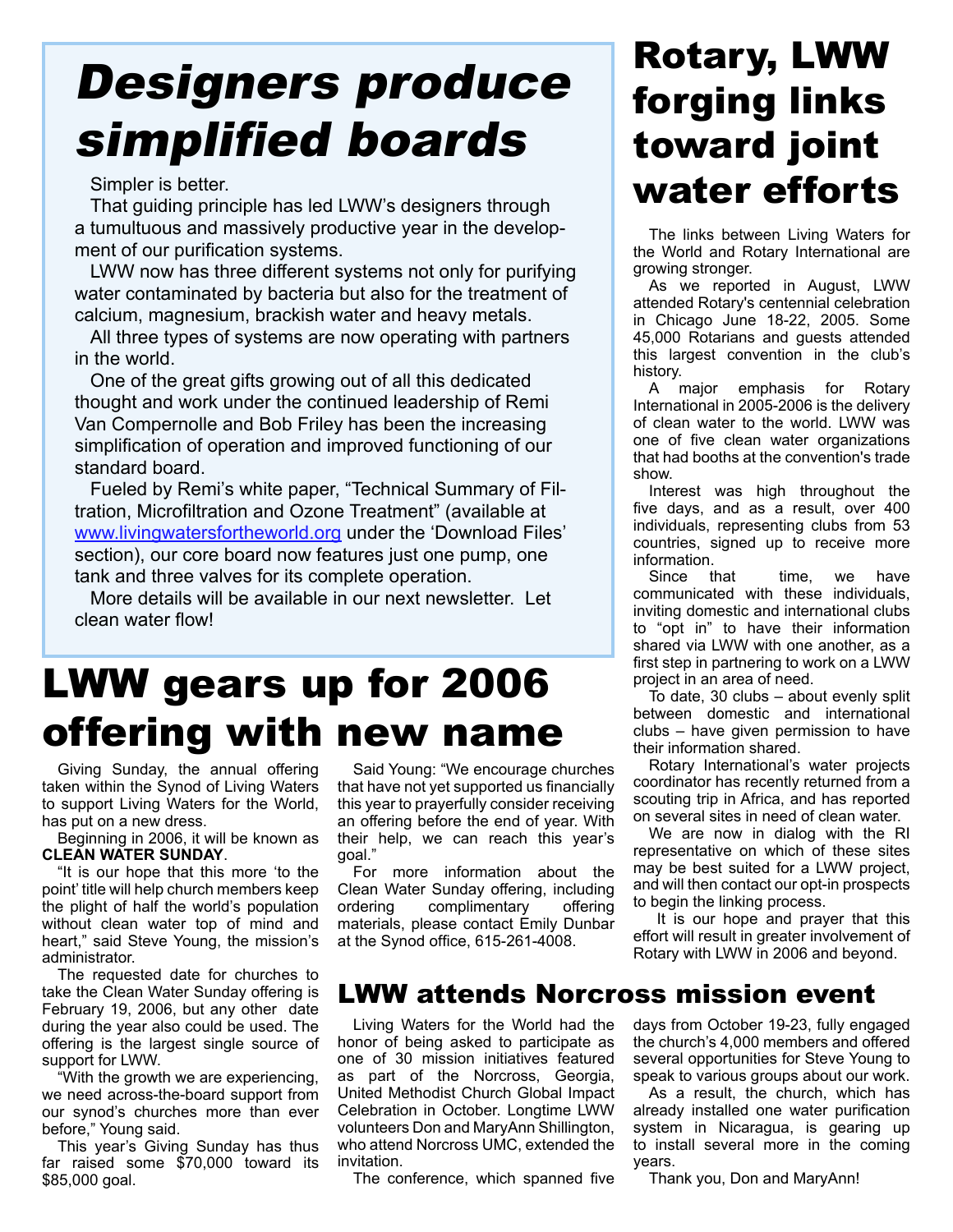# *Designers produce simplified boards*

Simpler is better.

That guiding principle has led LWW's designers through a tumultuous and massively productive year in the development of our purification systems.

LWW now has three different systems not only for purifying water contaminated by bacteria but also for the treatment of calcium, magnesium, brackish water and heavy metals.

All three types of systems are now operating with partners in the world.

One of the great gifts growing out of all this dedicated thought and work under the continued leadership of Remi Van Compernolle and Bob Friley has been the increasing simplification of operation and improved functioning of our standard board.

Fueled by Remi's white paper, "Technical Summary of Filtration, Microfiltration and Ozone Treatment" (available at www.livingwatersfortheworld.org under the 'Download Files' section), our core board now features just one pump, one tank and three valves for its complete operation.

More details will be available in our next newsletter. Let clean water flow!

# LWW gears up for 2006 offering with new name

Giving Sunday, the annual offering taken within the Synod of Living Waters to support Living Waters for the World, has put on a new dress.

Beginning in 2006, it will be known as **CLEAN WATER SUNDAY**.

"It is our hope that this more 'to the point' title will help church members keep the plight of half the world's population without clean water top of mind and heart," said Steve Young, the mission's administrator.

The requested date for churches to take the Clean Water Sunday offering is February 19, 2006, but any other date during the year also could be used. The offering is the largest single source of support for LWW.

"With the growth we are experiencing, we need across-the-board support from our synod's churches more than ever before," Young said.

This year's Giving Sunday has thus far raised some $70,000 toward its $85,000 goal.

Said Young: "We encourage churches that have not yet supported us financially this year to prayerfully consider receiving an offering before the end of year. With their help, we can reach this year's goal."

For more information about the Clean Water Sunday offering, including ordering complimentary offering materials, please contact Emily Dunbar at the Synod office, 615-261-4008.

# Rotary, LWW forging links toward joint water efforts

The links between Living Waters for the World and Rotary International are growing stronger.

As we reported in August, LWW attended Rotary's centennial celebration in Chicago June 18-22, 2005. Some 45,000 Rotarians and guests attended this largest convention in the club's history.

A major emphasis for Rotary International in 2005-2006 is the delivery of clean water to the world. LWW was one of five clean water organizations that had booths at the convention's trade show.

Interest was high throughout the five days, and as a result, over 400 individuals, representing clubs from 53 countries, signed up to receive more information.

Since that time, we have communicated with these individuals, inviting domestic and international clubs to "opt in" to have their information shared via LWW with one another, as a first step in partnering to work on a LWW project in an area of need.

To date, 30 clubs – about evenly split between domestic and international clubs – have given permission to have their information shared.

Rotary International's water projects coordinator has recently returned from a scouting trip in Africa, and has reported on several sites in need of clean water.

We are now in dialog with the RI representative on which of these sites may be best suited for a LWW project, and will then contact our opt-in prospects to begin the linking process.

It is our hope and prayer that this effort will result in greater involvement of Rotary with LWW in 2006 and beyond.

## LWW attends Norcross mission event

Living Waters for the World had the honor of being asked to participate as one of 30 mission initiatives featured as part of the Norcross, Georgia, United Methodist Church Global Impact Celebration in October. Longtime LWW volunteers Don and MaryAnn Shillington, who attend Norcross UMC, extended the invitation.

The conference, which spanned five days from October 19-23, fully engaged the church's 4,000 members and offered several opportunities for Steve Young to speak to various groups about our work.

As a result, the church, which has already installed one water purification system in Nicaragua, is gearing up to install several more in the coming years.

Thank you, Don and MaryAnn!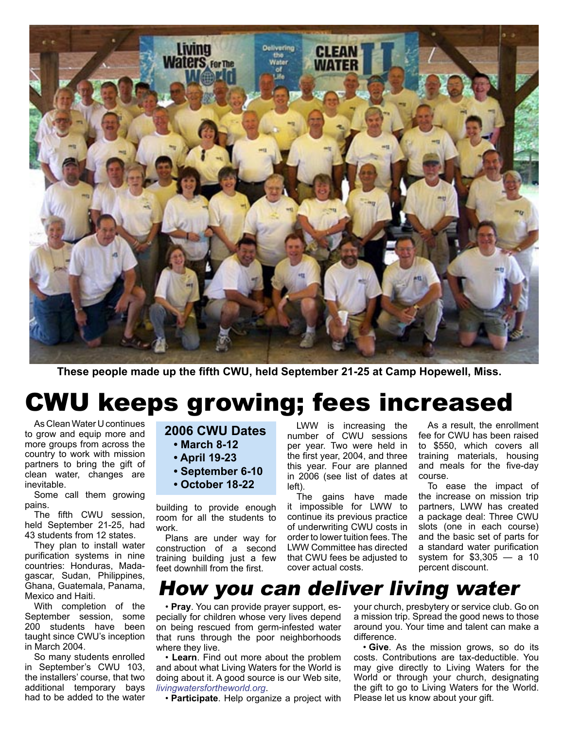These people made up the fifth CWU, held September 21-25 at Camp Hopewell, Miss.

# CWU keeps growing; fees increased

As Clean Water U continues to grow and equip more and more groups from across the country to work with mission partners to bring the gift of clean water, changes are inevitable.

Some call them growing pains.

The fifth CWU session, held September 21-25, had 43 students from 12 states.

They plan to install water purification systems in nine countries: Honduras, Madagascar, Sudan, Philippines, Ghana, Guatemala, Panama, Mexico and Haiti.

With completion of the September session, some 200 students have been taught since CWU's inception in March 2004.

So many students enrolled in September's CWU 103, the installers' course, that two additional temporary bays had to be added to the water building to provide enough room for all the students to work.

Plans are under way for construction of a second training building just a few feet downhill from the first.

**2006 CWU Dates**

- **March 8-12**
- **April 19-23**
- **September 6-10**
- **October 18-22**

LWW is increasing the number of CWU sessions per year. Two were held in the first year, 2004, and three this year. Four are planned in 2006 (see list of dates at left).

The gains have made it impossible for LWW to continue its previous practice of underwriting CWU costs in order to lower tuition fees. The LWW Committee has directed that CWU fees be adjusted to cover actual costs.

As a result, the enrollment fee for CWU has been raised to $550, which covers all training materials, housing and meals for the five-day course.

To ease the impact of the increase on mission trip partners, LWW has created a package deal: Three CWU slots (one in each course) and the basic set of parts for a standard water purification system for $3,305 — a 10 percent discount.

## *How you can deliver living water*

• **Pray**. You can provide prayer support, especially for children whose very lives depend on being rescued from germ-infested water that runs through the poor neighborhoods where they live.

• **Learn**. Find out more about the problem and about what Living Waters for the World is doing about it. A good source is our Web site, *livingwatersfortheworld.org*.

• **Participate**. Help organize a project with your church, presbytery or service club. Go on a mission trip. Spread the good news to those around you. Your time and talent can make a difference.

• **Give**. As the mission grows, so do its costs. Contributions are tax-deductible. You may give directly to Living Waters for the World or through your church, designating the gift to go to Living Waters for the World. Please let us know about your gift.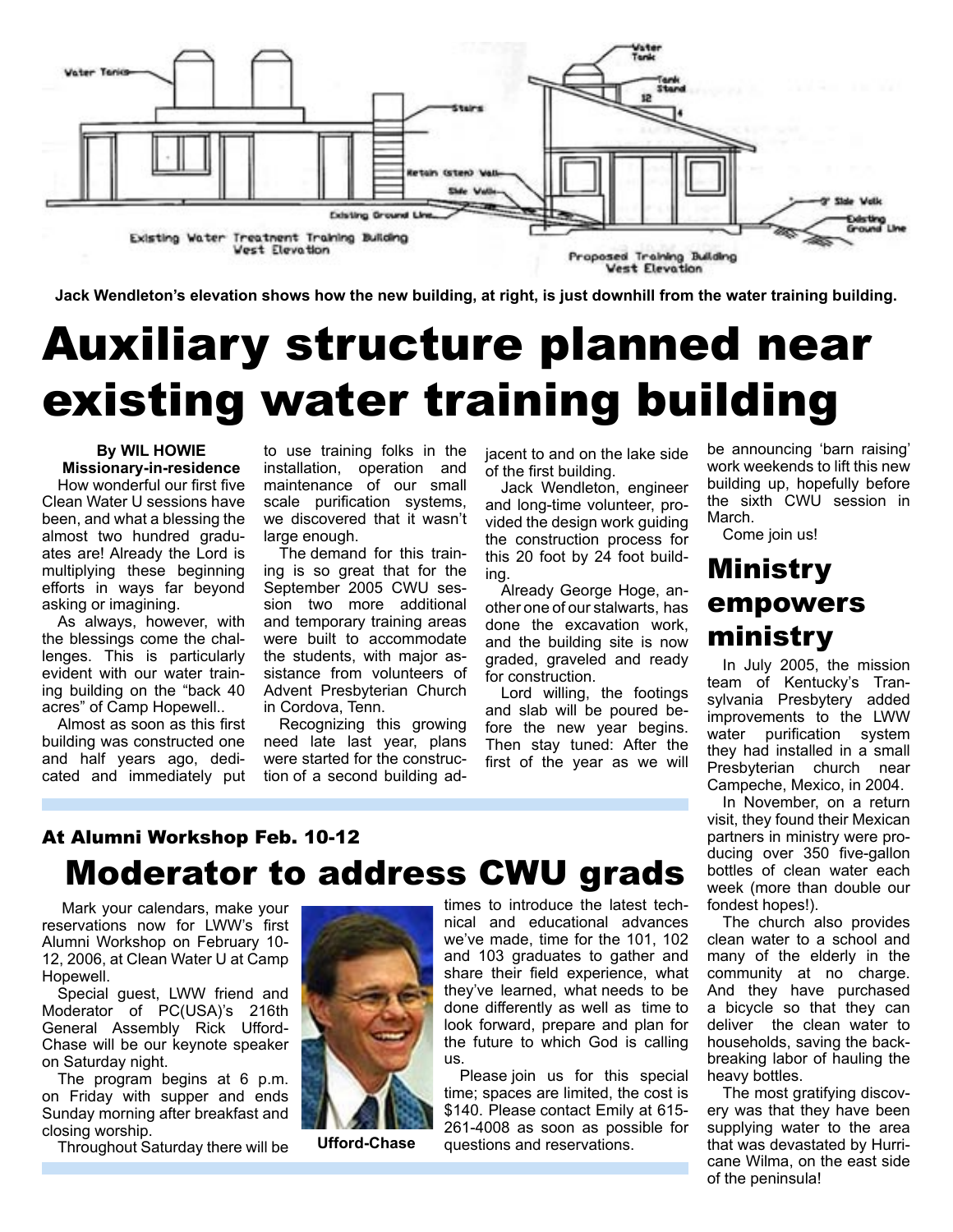Jack Wendleton's elevation shows how the new building, at right, is just downhill from the water training building.

# Auxiliary structure planned near existing water training building

**By WIL HOWIE**
**Missionary-in-residence**

How wonderful our first five Clean Water U sessions have been, and what a blessing the almost two hundred graduates are! Already the Lord is multiplying these beginning efforts in ways far beyond asking or imagining.

As always, however, with the blessings come the challenges. This is particularly evident with our water training building on the "back 40 acres" of Camp Hopewell..

Almost as soon as this first building was constructed one and half years ago, dedicated and immediately put to use training folks in the installation, operation and maintenance of our small scale purification systems, we discovered that it wasn't large enough.

The demand for this training is so great that for the September 2005 CWU session two more additional and temporary training areas were built to accommodate the students, with major assistance from volunteers of Advent Presbyterian Church in Cordova, Tenn.

Recognizing this growing need late last year, plans were started for the construction of a second building adjacent to and on the lake side of the first building.

Jack Wendleton, engineer and long-time volunteer, provided the design work guiding the construction process for this 20 foot by 24 foot building.

Already George Hoge, another one of our stalwarts, has done the excavation work, and the building site is now graded, graveled and ready for construction.

Lord willing, the footings and slab will be poured before the new year begins. Then stay tuned: After the first of the year as we will be announcing 'barn raising' work weekends to lift this new building up, hopefully before the sixth CWU session in March.

Come join us!

## At Alumni Workshop Feb. 10-12

# Moderator to address CWU grads

Mark your calendars, make your reservations now for LWW's first Alumni Workshop on February 10-12, 2006, at Clean Water U at Camp Hopewell.

Special guest, LWW friend and Moderator of PC(USA)'s 216th General Assembly Rick Ufford-Chase will be our keynote speaker on Saturday night.

The program begins at 6 p.m. on Friday with supper and ends Sunday morning after breakfast and closing worship.

Throughout Saturday there will be times to introduce the latest technical and educational advances we've made, time for the 101, 102 and 103 graduates to gather and share their field experience, what they've learned, what needs to be done differently as well as time to look forward, prepare and plan for the future to which God is calling us.

Please join us for this special time; spaces are limited, the cost is $140. Please contact Emily at 615-261-4008 as soon as possible for questions and reservations.

Ufford-Chase

# Ministry empowers ministry

In July 2005, the mission team of Kentucky's Transylvania Presbytery added improvements to the LWW water purification system they had installed in a small Presbyterian church near Campeche, Mexico, in 2004.

In November, on a return visit, they found their Mexican partners in ministry were producing over 350 five-gallon bottles of clean water each week (more than double our fondest hopes!).

The church also provides clean water to a school and many of the elderly in the community at no charge. And they have purchased a bicycle so that they can deliver the clean water to households, saving the backbreaking labor of hauling the heavy bottles.

The most gratifying discovery was that they have been supplying water to the area that was devastated by Hurricane Wilma, on the east side of the peninsula!